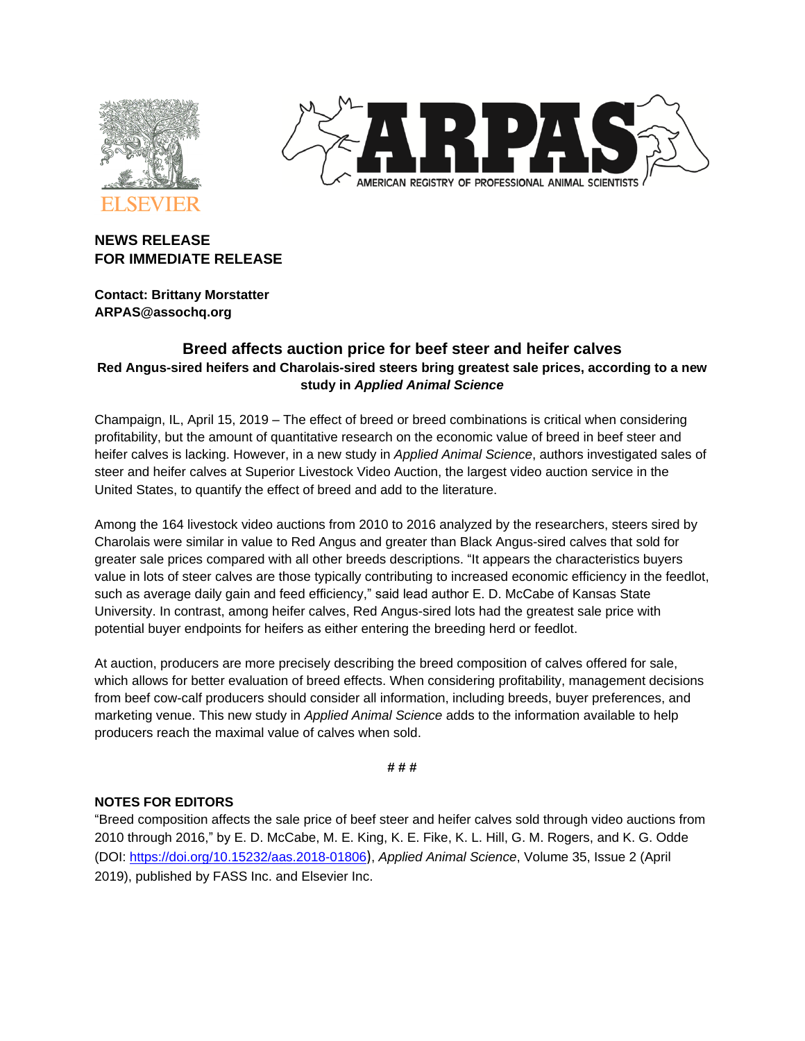ELSEVIER

ARPAS
AMERICAN REGISTRY OF PROFESSIONAL ANIMAL SCIENTISTS

**NEWS RELEASE**
**FOR IMMEDIATE RELEASE**

**Contact: Brittany Morstatter**
**ARPAS@assochq.org**

## Breed affects auction price for beef steer and heifer calves

**Red Angus-sired heifers and Charolais-sired steers bring greatest sale prices, according to a new study in *Applied Animal Science***

Champaign, IL, April 15, 2019 – The effect of breed or breed combinations is critical when considering profitability, but the amount of quantitative research on the economic value of breed in beef steer and heifer calves is lacking. However, in a new study in *Applied Animal Science*, authors investigated sales of steer and heifer calves at Superior Livestock Video Auction, the largest video auction service in the United States, to quantify the effect of breed and add to the literature.

Among the 164 livestock video auctions from 2010 to 2016 analyzed by the researchers, steers sired by Charolais were similar in value to Red Angus and greater than Black Angus-sired calves that sold for greater sale prices compared with all other breeds descriptions. "It appears the characteristics buyers value in lots of steer calves are those typically contributing to increased economic efficiency in the feedlot, such as average daily gain and feed efficiency," said lead author E. D. McCabe of Kansas State University. In contrast, among heifer calves, Red Angus-sired lots had the greatest sale price with potential buyer endpoints for heifers as either entering the breeding herd or feedlot.

At auction, producers are more precisely describing the breed composition of calves offered for sale, which allows for better evaluation of breed effects. When considering profitability, management decisions from beef cow-calf producers should consider all information, including breeds, buyer preferences, and marketing venue. This new study in *Applied Animal Science* adds to the information available to help producers reach the maximal value of calves when sold.

# # #

**NOTES FOR EDITORS**

"Breed composition affects the sale price of beef steer and heifer calves sold through video auctions from 2010 through 2016," by E. D. McCabe, M. E. King, K. E. Fike, K. L. Hill, G. M. Rogers, and K. G. Odde (DOI: https://doi.org/10.15232/aas.2018-01806), *Applied Animal Science*, Volume 35, Issue 2 (April 2019), published by FASS Inc. and Elsevier Inc.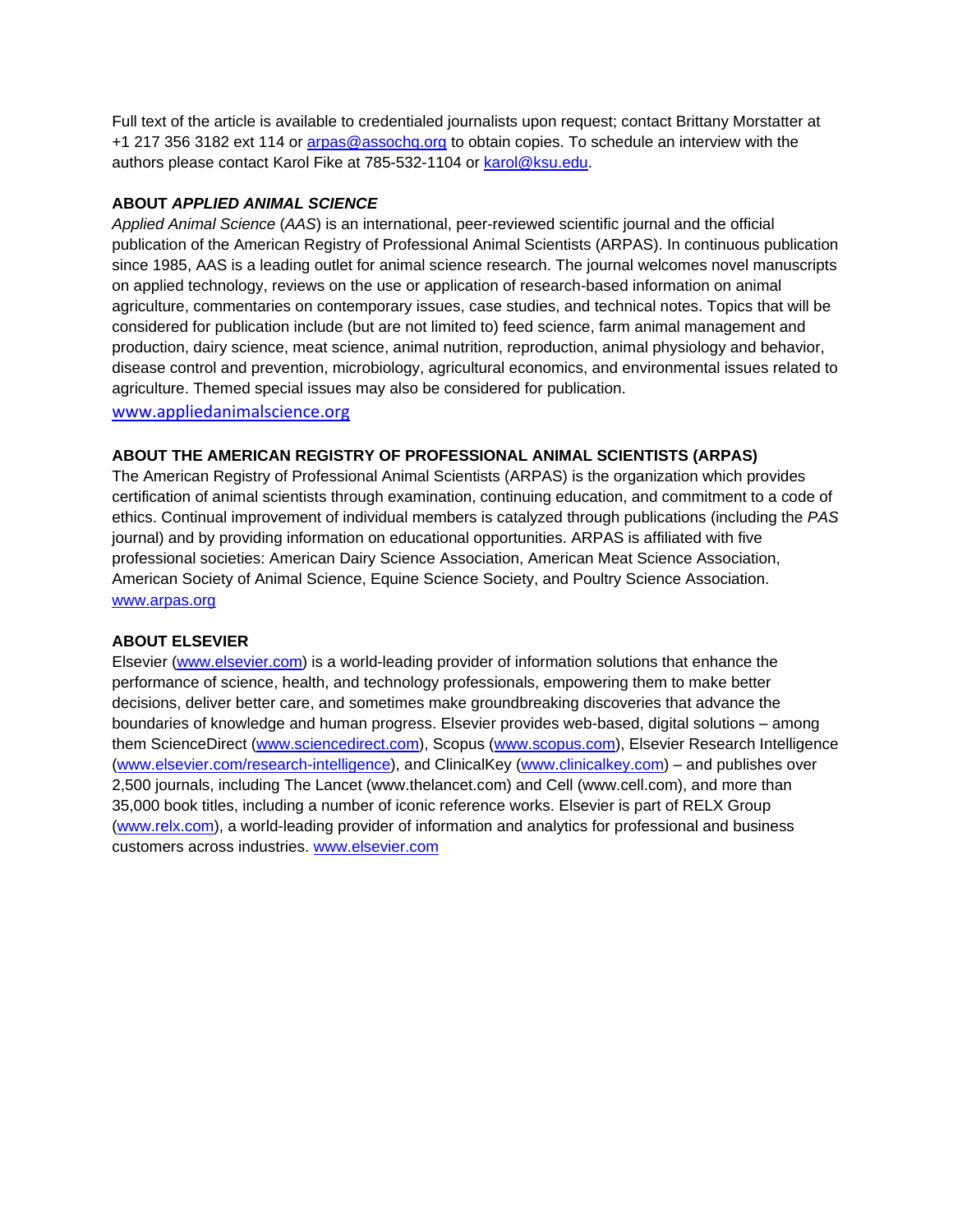Full text of the article is available to credentialed journalists upon request; contact Brittany Morstatter at +1 217 356 3182 ext 114 or arpas@assochq.org to obtain copies. To schedule an interview with the authors please contact Karol Fike at 785-532-1104 or karol@ksu.edu.

**ABOUT *APPLIED ANIMAL SCIENCE***

*Applied Animal Science* (*AAS*) is an international, peer-reviewed scientific journal and the official publication of the American Registry of Professional Animal Scientists (ARPAS). In continuous publication since 1985, AAS is a leading outlet for animal science research. The journal welcomes novel manuscripts on applied technology, reviews on the use or application of research-based information on animal agriculture, commentaries on contemporary issues, case studies, and technical notes. Topics that will be considered for publication include (but are not limited to) feed science, farm animal management and production, dairy science, meat science, animal nutrition, reproduction, animal physiology and behavior, disease control and prevention, microbiology, agricultural economics, and environmental issues related to agriculture. Themed special issues may also be considered for publication.

www.appliedanimalscience.org

**ABOUT THE AMERICAN REGISTRY OF PROFESSIONAL ANIMAL SCIENTISTS (ARPAS)**

The American Registry of Professional Animal Scientists (ARPAS) is the organization which provides certification of animal scientists through examination, continuing education, and commitment to a code of ethics. Continual improvement of individual members is catalyzed through publications (including the *PAS* journal) and by providing information on educational opportunities. ARPAS is affiliated with five professional societies: American Dairy Science Association, American Meat Science Association, American Society of Animal Science, Equine Science Society, and Poultry Science Association.
www.arpas.org

**ABOUT ELSEVIER**

Elsevier (www.elsevier.com) is a world-leading provider of information solutions that enhance the performance of science, health, and technology professionals, empowering them to make better decisions, deliver better care, and sometimes make groundbreaking discoveries that advance the boundaries of knowledge and human progress. Elsevier provides web-based, digital solutions – among them ScienceDirect (www.sciencedirect.com), Scopus (www.scopus.com), Elsevier Research Intelligence (www.elsevier.com/research-intelligence), and ClinicalKey (www.clinicalkey.com) – and publishes over 2,500 journals, including The Lancet (www.thelancet.com) and Cell (www.cell.com), and more than 35,000 book titles, including a number of iconic reference works. Elsevier is part of RELX Group (www.relx.com), a world-leading provider of information and analytics for professional and business customers across industries. www.elsevier.com